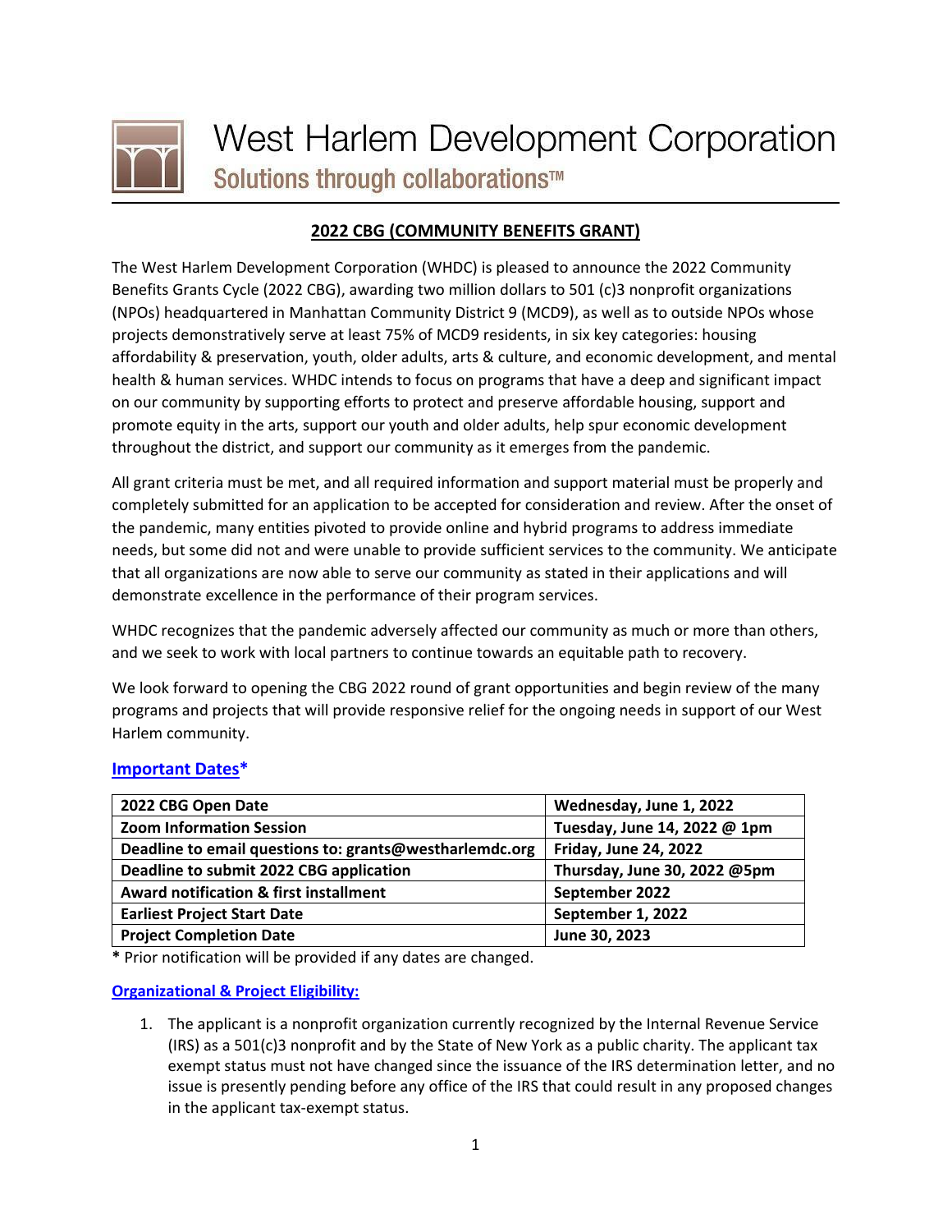# West Harlem Development Corporation

## Solutions through collaborations™

## 2022 CBG (COMMUNITY BENEFITS GRANT)

The West Harlem Development Corporation (WHDC) is pleased to announce the 2022 Community Benefits Grants Cycle (2022 CBG), awarding two million dollars to 501 (c)3 nonprofit organizations (NPOs) headquartered in Manhattan Community District 9 (MCD9), as well as to outside NPOs whose projects demonstratively serve at least 75% of MCD9 residents, in six key categories: housing affordability & preservation, youth, older adults, arts & culture, and economic development, and mental health & human services. WHDC intends to focus on programs that have a deep and significant impact on our community by supporting efforts to protect and preserve affordable housing, support and promote equity in the arts, support our youth and older adults, help spur economic development throughout the district, and support our community as it emerges from the pandemic.

All grant criteria must be met, and all required information and support material must be properly and completely submitted for an application to be accepted for consideration and review. After the onset of the pandemic, many entities pivoted to provide online and hybrid programs to address immediate needs, but some did not and were unable to provide sufficient services to the community. We anticipate that all organizations are now able to serve our community as stated in their applications and will demonstrate excellence in the performance of their program services.

WHDC recognizes that the pandemic adversely affected our community as much or more than others, and we seek to work with local partners to continue towards an equitable path to recovery.

We look forward to opening the CBG 2022 round of grant opportunities and begin review of the many programs and projects that will provide responsive relief for the ongoing needs in support of our West Harlem community.

### Important Dates*

| | |
|---|---|
| **2022 CBG Open Date** | **Wednesday, June 1, 2022** |
| **Zoom Information Session** | **Tuesday, June 14, 2022 @ 1pm** |
| **Deadline to email questions to: grants@westharlemdc.org** | **Friday, June 24, 2022** |
| **Deadline to submit 2022 CBG application** | **Thursday, June 30, 2022 @5pm** |
| **Award notification & first installment** | **September 2022** |
| **Earliest Project Start Date** | **September 1, 2022** |
| **Project Completion Date** | **June 30, 2023** |

**\*** Prior notification will be provided if any dates are changed.

### Organizational & Project Eligibility:

1. The applicant is a nonprofit organization currently recognized by the Internal Revenue Service (IRS) as a 501(c)3 nonprofit and by the State of New York as a public charity. The applicant tax exempt status must not have changed since the issuance of the IRS determination letter, and no issue is presently pending before any office of the IRS that could result in any proposed changes in the applicant tax-exempt status.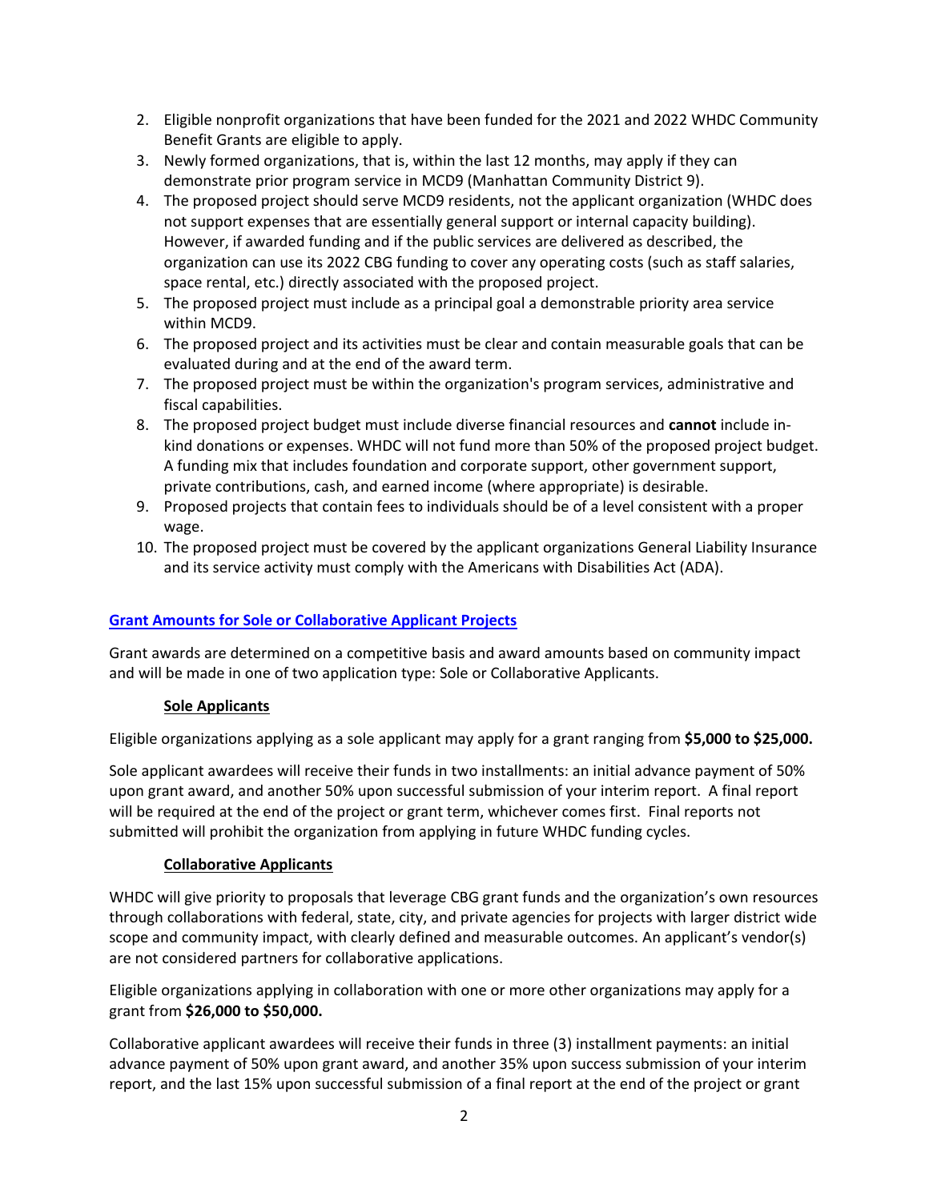2. Eligible nonprofit organizations that have been funded for the 2021 and 2022 WHDC Community Benefit Grants are eligible to apply.
3. Newly formed organizations, that is, within the last 12 months, may apply if they can demonstrate prior program service in MCD9 (Manhattan Community District 9).
4. The proposed project should serve MCD9 residents, not the applicant organization (WHDC does not support expenses that are essentially general support or internal capacity building). However, if awarded funding and if the public services are delivered as described, the organization can use its 2022 CBG funding to cover any operating costs (such as staff salaries, space rental, etc.) directly associated with the proposed project.
5. The proposed project must include as a principal goal a demonstrable priority area service within MCD9.
6. The proposed project and its activities must be clear and contain measurable goals that can be evaluated during and at the end of the award term.
7. The proposed project must be within the organization's program services, administrative and fiscal capabilities.
8. The proposed project budget must include diverse financial resources and **cannot** include in-kind donations or expenses. WHDC will not fund more than 50% of the proposed project budget. A funding mix that includes foundation and corporate support, other government support, private contributions, cash, and earned income (where appropriate) is desirable.
9. Proposed projects that contain fees to individuals should be of a level consistent with a proper wage.
10. The proposed project must be covered by the applicant organizations General Liability Insurance and its service activity must comply with the Americans with Disabilities Act (ADA).

## Grant Amounts for Sole or Collaborative Applicant Projects

Grant awards are determined on a competitive basis and award amounts based on community impact and will be made in one of two application type: Sole or Collaborative Applicants.

### Sole Applicants

Eligible organizations applying as a sole applicant may apply for a grant ranging from **$5,000 to $25,000.**

Sole applicant awardees will receive their funds in two installments: an initial advance payment of 50% upon grant award, and another 50% upon successful submission of your interim report. A final report will be required at the end of the project or grant term, whichever comes first. Final reports not submitted will prohibit the organization from applying in future WHDC funding cycles.

### Collaborative Applicants

WHDC will give priority to proposals that leverage CBG grant funds and the organization's own resources through collaborations with federal, state, city, and private agencies for projects with larger district wide scope and community impact, with clearly defined and measurable outcomes. An applicant's vendor(s) are not considered partners for collaborative applications.

Eligible organizations applying in collaboration with one or more other organizations may apply for a grant from **$26,000 to $50,000.**

Collaborative applicant awardees will receive their funds in three (3) installment payments: an initial advance payment of 50% upon grant award, and another 35% upon success submission of your interim report, and the last 15% upon successful submission of a final report at the end of the project or grant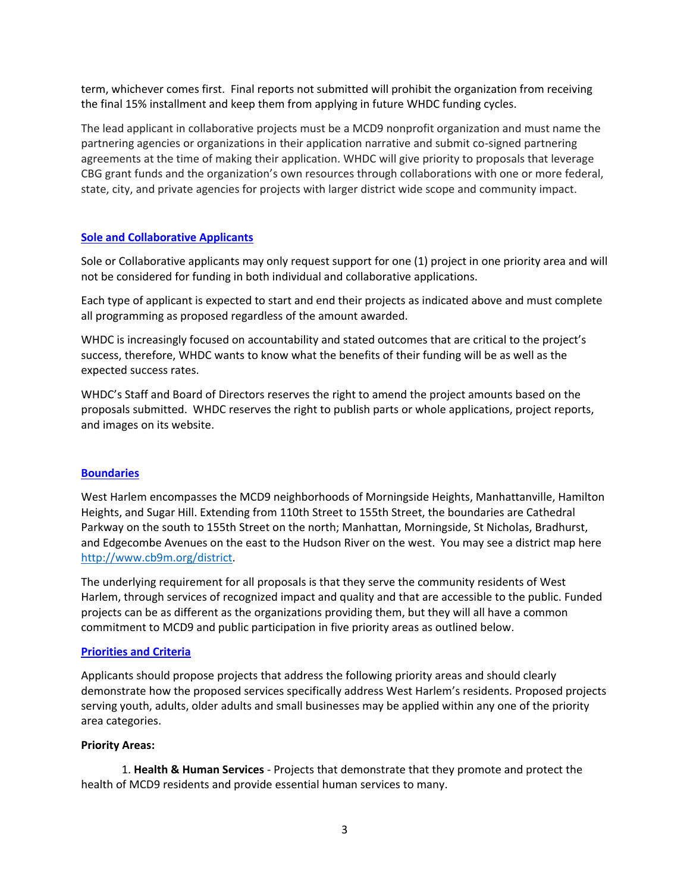term, whichever comes first. Final reports not submitted will prohibit the organization from receiving the final 15% installment and keep them from applying in future WHDC funding cycles.

The lead applicant in collaborative projects must be a MCD9 nonprofit organization and must name the partnering agencies or organizations in their application narrative and submit co-signed partnering agreements at the time of making their application. WHDC will give priority to proposals that leverage CBG grant funds and the organization's own resources through collaborations with one or more federal, state, city, and private agencies for projects with larger district wide scope and community impact.

## Sole and Collaborative Applicants

Sole or Collaborative applicants may only request support for one (1) project in one priority area and will not be considered for funding in both individual and collaborative applications.

Each type of applicant is expected to start and end their projects as indicated above and must complete all programming as proposed regardless of the amount awarded.

WHDC is increasingly focused on accountability and stated outcomes that are critical to the project's success, therefore, WHDC wants to know what the benefits of their funding will be as well as the expected success rates.

WHDC's Staff and Board of Directors reserves the right to amend the project amounts based on the proposals submitted. WHDC reserves the right to publish parts or whole applications, project reports, and images on its website.

## Boundaries

West Harlem encompasses the MCD9 neighborhoods of Morningside Heights, Manhattanville, Hamilton Heights, and Sugar Hill. Extending from 110th Street to 155th Street, the boundaries are Cathedral Parkway on the south to 155th Street on the north; Manhattan, Morningside, St Nicholas, Bradhurst, and Edgecombe Avenues on the east to the Hudson River on the west. You may see a district map here http://www.cb9m.org/district.

The underlying requirement for all proposals is that they serve the community residents of West Harlem, through services of recognized impact and quality and that are accessible to the public. Funded projects can be as different as the organizations providing them, but they will all have a common commitment to MCD9 and public participation in five priority areas as outlined below.

## Priorities and Criteria

Applicants should propose projects that address the following priority areas and should clearly demonstrate how the proposed services specifically address West Harlem's residents. Proposed projects serving youth, adults, older adults and small businesses may be applied within any one of the priority area categories.

**Priority Areas:**

1. **Health & Human Services** - Projects that demonstrate that they promote and protect the health of MCD9 residents and provide essential human services to many.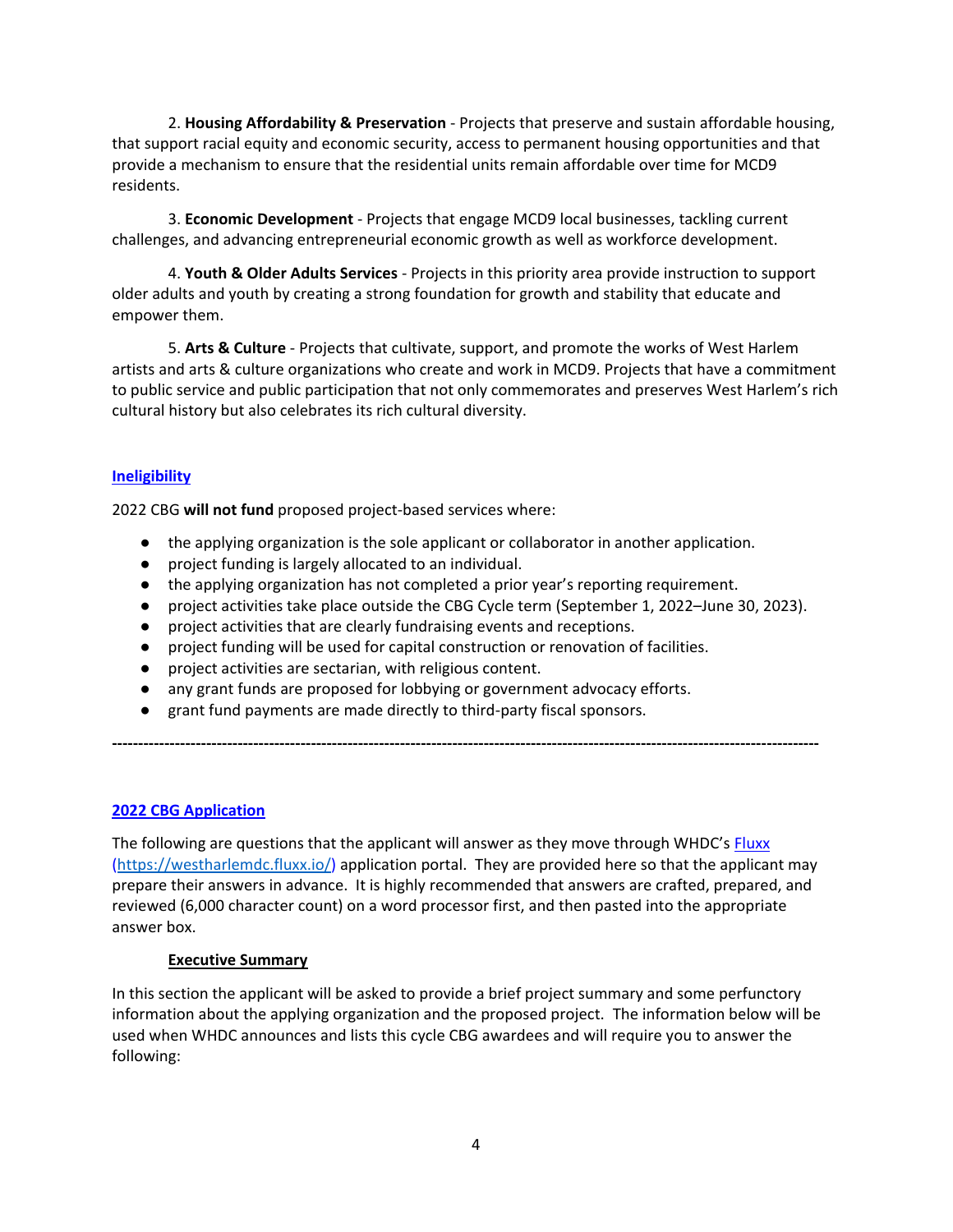2. **Housing Affordability & Preservation** - Projects that preserve and sustain affordable housing, that support racial equity and economic security, access to permanent housing opportunities and that provide a mechanism to ensure that the residential units remain affordable over time for MCD9 residents.

3. **Economic Development** - Projects that engage MCD9 local businesses, tackling current challenges, and advancing entrepreneurial economic growth as well as workforce development.

4. **Youth & Older Adults Services** - Projects in this priority area provide instruction to support older adults and youth by creating a strong foundation for growth and stability that educate and empower them.

5. **Arts & Culture** - Projects that cultivate, support, and promote the works of West Harlem artists and arts & culture organizations who create and work in MCD9. Projects that have a commitment to public service and public participation that not only commemorates and preserves West Harlem's rich cultural history but also celebrates its rich cultural diversity.

## Ineligibility

2022 CBG **will not fund** proposed project-based services where:

- the applying organization is the sole applicant or collaborator in another application.
- project funding is largely allocated to an individual.
- the applying organization has not completed a prior year's reporting requirement.
- project activities take place outside the CBG Cycle term (September 1, 2022–June 30, 2023).
- project activities that are clearly fundraising events and receptions.
- project funding will be used for capital construction or renovation of facilities.
- project activities are sectarian, with religious content.
- any grant funds are proposed for lobbying or government advocacy efforts.
- grant fund payments are made directly to third-party fiscal sponsors.

---

## 2022 CBG Application

The following are questions that the applicant will answer as they move through WHDC's Fluxx (https://westharlemdc.fluxx.io/) application portal. They are provided here so that the applicant may prepare their answers in advance. It is highly recommended that answers are crafted, prepared, and reviewed (6,000 character count) on a word processor first, and then pasted into the appropriate answer box.

### Executive Summary

In this section the applicant will be asked to provide a brief project summary and some perfunctory information about the applying organization and the proposed project. The information below will be used when WHDC announces and lists this cycle CBG awardees and will require you to answer the following: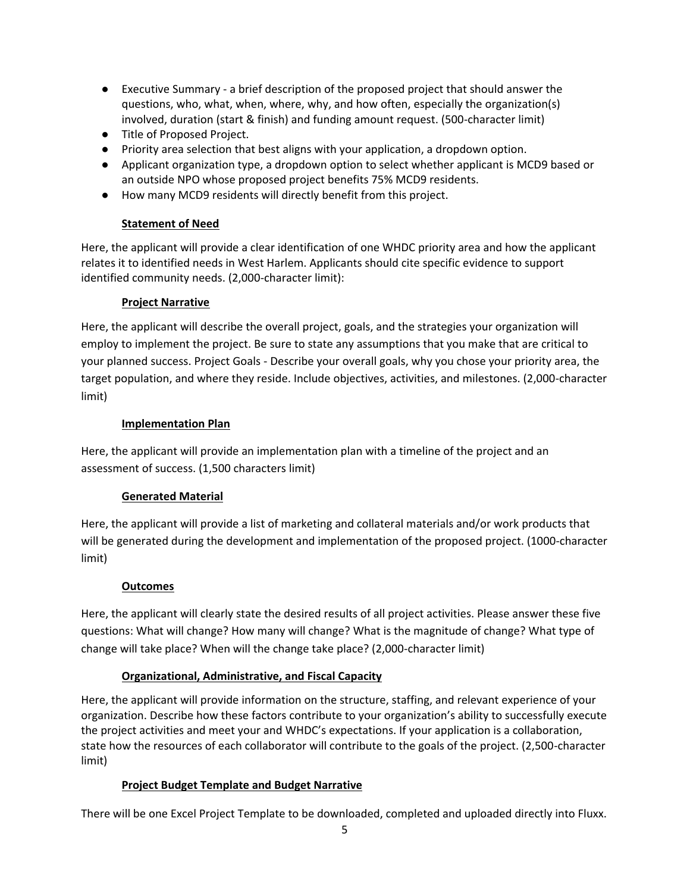- Executive Summary - a brief description of the proposed project that should answer the questions, who, what, when, where, why, and how often, especially the organization(s) involved, duration (start & finish) and funding amount request. (500-character limit)
- Title of Proposed Project.
- Priority area selection that best aligns with your application, a dropdown option.
- Applicant organization type, a dropdown option to select whether applicant is MCD9 based or an outside NPO whose proposed project benefits 75% MCD9 residents.
- How many MCD9 residents will directly benefit from this project.

### Statement of Need

Here, the applicant will provide a clear identification of one WHDC priority area and how the applicant relates it to identified needs in West Harlem. Applicants should cite specific evidence to support identified community needs. (2,000-character limit):

### Project Narrative

Here, the applicant will describe the overall project, goals, and the strategies your organization will employ to implement the project. Be sure to state any assumptions that you make that are critical to your planned success. Project Goals - Describe your overall goals, why you chose your priority area, the target population, and where they reside. Include objectives, activities, and milestones. (2,000-character limit)

### Implementation Plan

Here, the applicant will provide an implementation plan with a timeline of the project and an assessment of success. (1,500 characters limit)

### Generated Material

Here, the applicant will provide a list of marketing and collateral materials and/or work products that will be generated during the development and implementation of the proposed project. (1000-character limit)

### Outcomes

Here, the applicant will clearly state the desired results of all project activities. Please answer these five questions: What will change? How many will change? What is the magnitude of change? What type of change will take place? When will the change take place? (2,000-character limit)

### Organizational, Administrative, and Fiscal Capacity

Here, the applicant will provide information on the structure, staffing, and relevant experience of your organization. Describe how these factors contribute to your organization's ability to successfully execute the project activities and meet your and WHDC's expectations. If your application is a collaboration, state how the resources of each collaborator will contribute to the goals of the project. (2,500-character limit)

### Project Budget Template and Budget Narrative

There will be one Excel Project Template to be downloaded, completed and uploaded directly into Fluxx.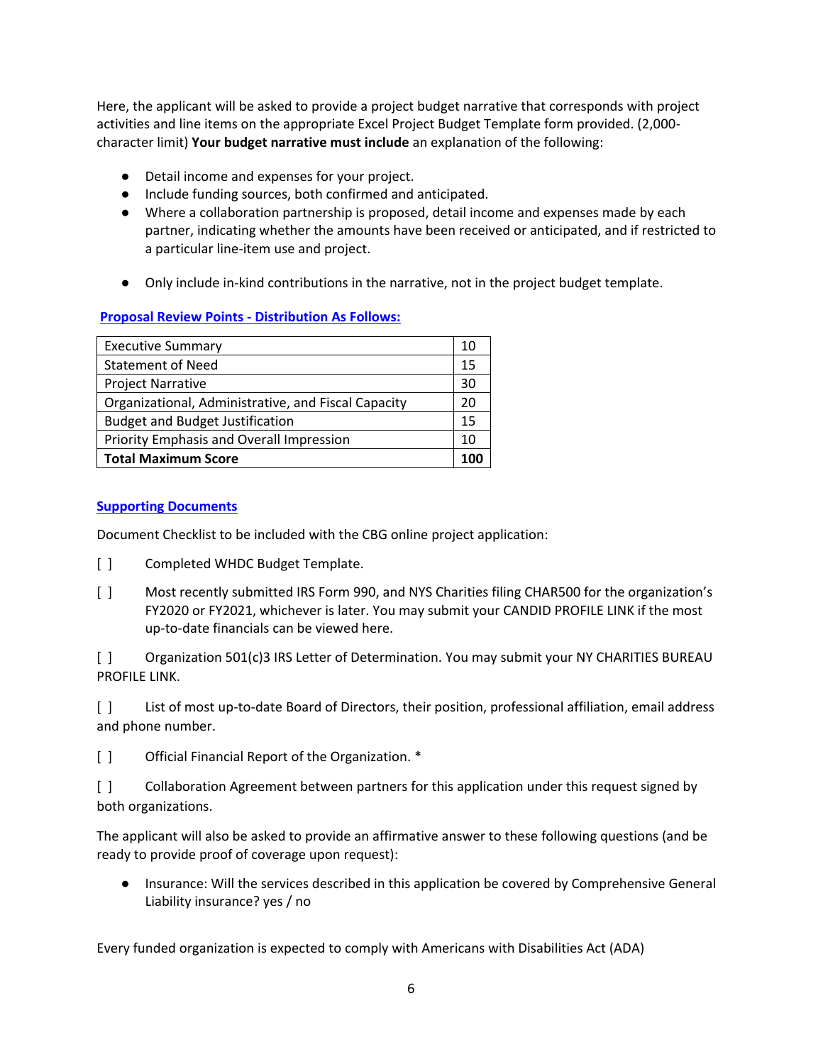Here, the applicant will be asked to provide a project budget narrative that corresponds with project activities and line items on the appropriate Excel Project Budget Template form provided. (2,000-character limit) **Your budget narrative must include** an explanation of the following:

- Detail income and expenses for your project.
- Include funding sources, both confirmed and anticipated.
- Where a collaboration partnership is proposed, detail income and expenses made by each partner, indicating whether the amounts have been received or anticipated, and if restricted to a particular line-item use and project.

- Only include in-kind contributions in the narrative, not in the project budget template.

**Proposal Review Points - Distribution As Follows:**

| Executive Summary | 10 |
|---|---|
| Statement of Need | 15 |
| Project Narrative | 30 |
| Organizational, Administrative, and Fiscal Capacity | 20 |
| Budget and Budget Justification | 15 |
| Priority Emphasis and Overall Impression | 10 |
| **Total Maximum Score** | **100** |

**Supporting Documents**

Document Checklist to be included with the CBG online project application:

[ ] Completed WHDC Budget Template.

[ ] Most recently submitted IRS Form 990, and NYS Charities filing CHAR500 for the organization's FY2020 or FY2021, whichever is later. You may submit your CANDID PROFILE LINK if the most up-to-date financials can be viewed here.

[ ] Organization 501(c)3 IRS Letter of Determination. You may submit your NY CHARITIES BUREAU PROFILE LINK.

[ ] List of most up-to-date Board of Directors, their position, professional affiliation, email address and phone number.

[ ] Official Financial Report of the Organization. *

[ ] Collaboration Agreement between partners for this application under this request signed by both organizations.

The applicant will also be asked to provide an affirmative answer to these following questions (and be ready to provide proof of coverage upon request):

- Insurance: Will the services described in this application be covered by Comprehensive General Liability insurance? yes / no

Every funded organization is expected to comply with Americans with Disabilities Act (ADA)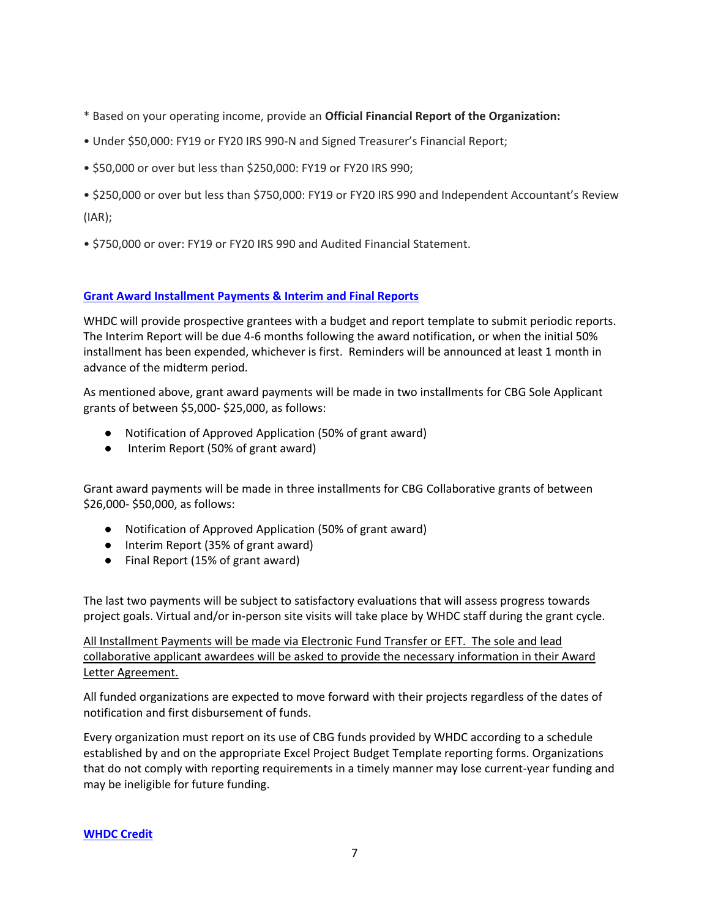* Based on your operating income, provide an **Official Financial Report of the Organization:**

• Under $50,000: FY19 or FY20 IRS 990-N and Signed Treasurer's Financial Report;

• $50,000 or over but less than $250,000: FY19 or FY20 IRS 990;

• $250,000 or over but less than $750,000: FY19 or FY20 IRS 990 and Independent Accountant's Review (IAR);

• $750,000 or over: FY19 or FY20 IRS 990 and Audited Financial Statement.

## Grant Award Installment Payments & Interim and Final Reports

WHDC will provide prospective grantees with a budget and report template to submit periodic reports. The Interim Report will be due 4-6 months following the award notification, or when the initial 50% installment has been expended, whichever is first. Reminders will be announced at least 1 month in advance of the midterm period.

As mentioned above, grant award payments will be made in two installments for CBG Sole Applicant grants of between $5,000- $25,000, as follows:

- Notification of Approved Application (50% of grant award)
- Interim Report (50% of grant award)

Grant award payments will be made in three installments for CBG Collaborative grants of between $26,000- $50,000, as follows:

- Notification of Approved Application (50% of grant award)
- Interim Report (35% of grant award)
- Final Report (15% of grant award)

The last two payments will be subject to satisfactory evaluations that will assess progress towards project goals. Virtual and/or in-person site visits will take place by WHDC staff during the grant cycle.

<u>All Installment Payments will be made via Electronic Fund Transfer or EFT. The sole and lead collaborative applicant awardees will be asked to provide the necessary information in their Award Letter Agreement.</u>

All funded organizations are expected to move forward with their projects regardless of the dates of notification and first disbursement of funds.

Every organization must report on its use of CBG funds provided by WHDC according to a schedule established by and on the appropriate Excel Project Budget Template reporting forms. Organizations that do not comply with reporting requirements in a timely manner may lose current-year funding and may be ineligible for future funding.

## WHDC Credit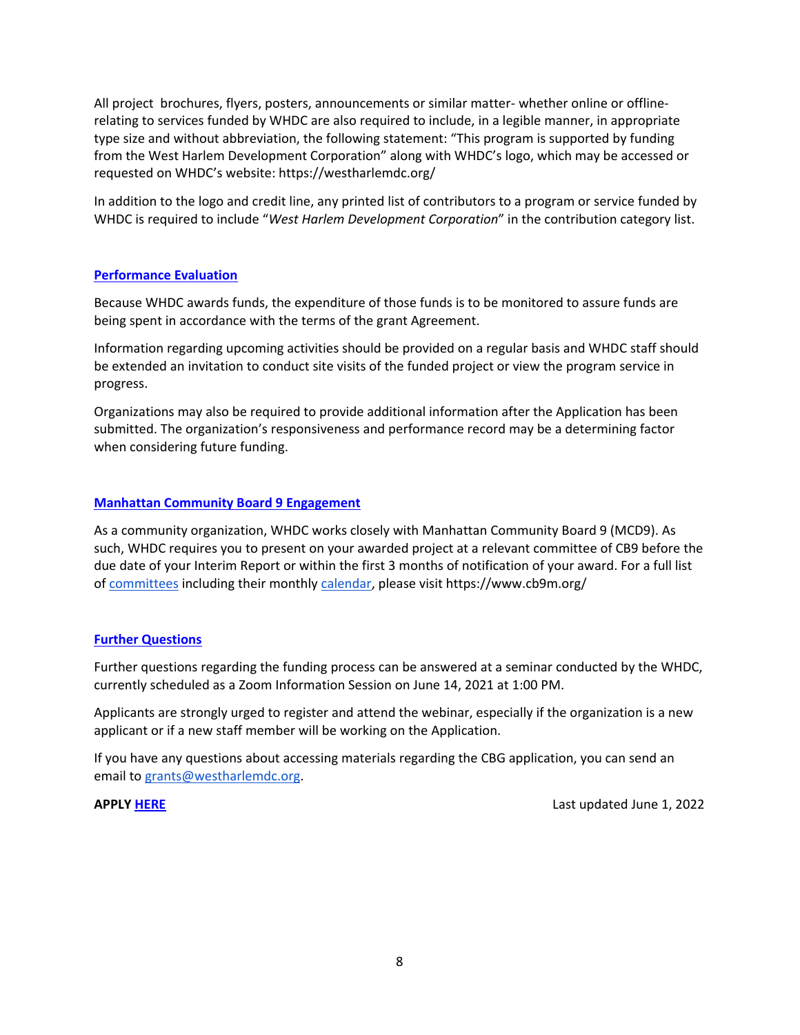All project  brochures, flyers, posters, announcements or similar matter- whether online or offline- relating to services funded by WHDC are also required to include, in a legible manner, in appropriate type size and without abbreviation, the following statement: "This program is supported by funding from the West Harlem Development Corporation" along with WHDC's logo, which may be accessed or requested on WHDC's website: https://westharlemdc.org/

In addition to the logo and credit line, any printed list of contributors to a program or service funded by WHDC is required to include "*West Harlem Development Corporation*" in the contribution category list.

## Performance Evaluation

Because WHDC awards funds, the expenditure of those funds is to be monitored to assure funds are being spent in accordance with the terms of the grant Agreement.

Information regarding upcoming activities should be provided on a regular basis and WHDC staff should be extended an invitation to conduct site visits of the funded project or view the program service in progress.

Organizations may also be required to provide additional information after the Application has been submitted. The organization's responsiveness and performance record may be a determining factor when considering future funding.

## Manhattan Community Board 9 Engagement

As a community organization, WHDC works closely with Manhattan Community Board 9 (MCD9). As such, WHDC requires you to present on your awarded project at a relevant committee of CB9 before the due date of your Interim Report or within the first 3 months of notification of your award. For a full list of committees including their monthly calendar, please visit https://www.cb9m.org/

## Further Questions

Further questions regarding the funding process can be answered at a seminar conducted by the WHDC, currently scheduled as a Zoom Information Session on June 14, 2021 at 1:00 PM.

Applicants are strongly urged to register and attend the webinar, especially if the organization is a new applicant or if a new staff member will be working on the Application.

If you have any questions about accessing materials regarding the CBG application, you can send an email to grants@westharlemdc.org.

**APPLY HERE**

Last updated June 1, 2022